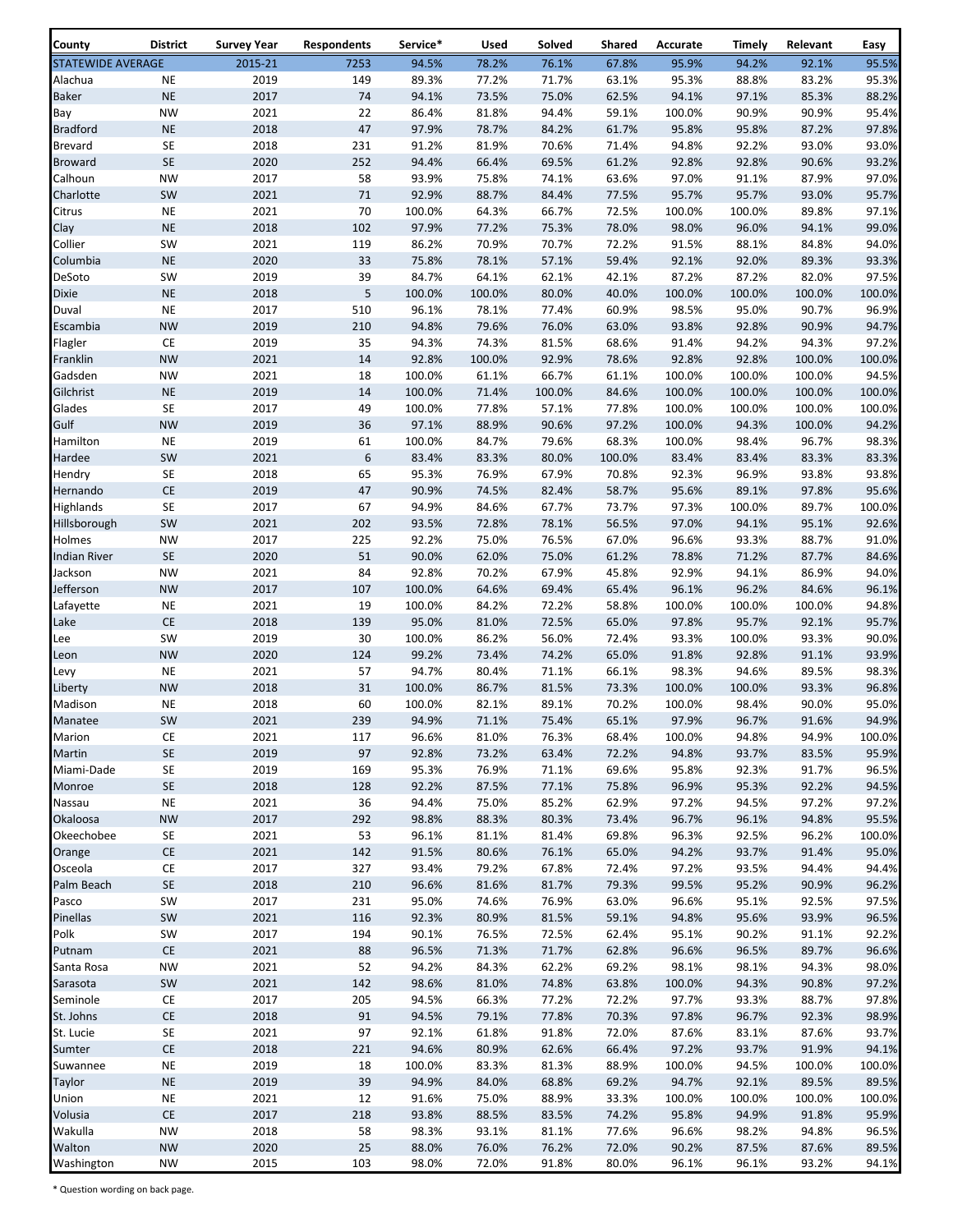| County | District | Survey Year | Respondents | Service* | Used | Solved | Shared | Accurate | Timely | Relevant | Easy |
|---|---|---|---|---|---|---|---|---|---|---|---|
| STATEWIDE AVERAGE | | 2015-21 | 7253 | 94.5% | 78.2% | 76.1% | 67.8% | 95.9% | 94.2% | 92.1% | 95.5% |
| Alachua | NE | 2019 | 149 | 89.3% | 77.2% | 71.7% | 63.1% | 95.3% | 88.8% | 83.2% | 95.3% |
| Baker | NE | 2017 | 74 | 94.1% | 73.5% | 75.0% | 62.5% | 94.1% | 97.1% | 85.3% | 88.2% |
| Bay | NW | 2021 | 22 | 86.4% | 81.8% | 94.4% | 59.1% | 100.0% | 90.9% | 90.9% | 95.4% |
| Bradford | NE | 2018 | 47 | 97.9% | 78.7% | 84.2% | 61.7% | 95.8% | 95.8% | 87.2% | 97.8% |
| Brevard | SE | 2018 | 231 | 91.2% | 81.9% | 70.6% | 71.4% | 94.8% | 92.2% | 93.0% | 93.0% |
| Broward | SE | 2020 | 252 | 94.4% | 66.4% | 69.5% | 61.2% | 92.8% | 92.8% | 90.6% | 93.2% |
| Calhoun | NW | 2017 | 58 | 93.9% | 75.8% | 74.1% | 63.6% | 97.0% | 91.1% | 87.9% | 97.0% |
| Charlotte | SW | 2021 | 71 | 92.9% | 88.7% | 84.4% | 77.5% | 95.7% | 95.7% | 93.0% | 95.7% |
| Citrus | NE | 2021 | 70 | 100.0% | 64.3% | 66.7% | 72.5% | 100.0% | 100.0% | 89.8% | 97.1% |
| Clay | NE | 2018 | 102 | 97.9% | 77.2% | 75.3% | 78.0% | 98.0% | 96.0% | 94.1% | 99.0% |
| Collier | SW | 2021 | 119 | 86.2% | 70.9% | 70.7% | 72.2% | 91.5% | 88.1% | 84.8% | 94.0% |
| Columbia | NE | 2020 | 33 | 75.8% | 78.1% | 57.1% | 59.4% | 92.1% | 92.0% | 89.3% | 93.3% |
| DeSoto | SW | 2019 | 39 | 84.7% | 64.1% | 62.1% | 42.1% | 87.2% | 87.2% | 82.0% | 97.5% |
| Dixie | NE | 2018 | 5 | 100.0% | 100.0% | 80.0% | 40.0% | 100.0% | 100.0% | 100.0% | 100.0% |
| Duval | NE | 2017 | 510 | 96.1% | 78.1% | 77.4% | 60.9% | 98.5% | 95.0% | 90.7% | 96.9% |
| Escambia | NW | 2019 | 210 | 94.8% | 79.6% | 76.0% | 63.0% | 93.8% | 92.8% | 90.9% | 94.7% |
| Flagler | CE | 2019 | 35 | 94.3% | 74.3% | 81.5% | 68.6% | 91.4% | 94.2% | 94.3% | 97.2% |
| Franklin | NW | 2021 | 14 | 92.8% | 100.0% | 92.9% | 78.6% | 92.8% | 92.8% | 100.0% | 100.0% |
| Gadsden | NW | 2021 | 18 | 100.0% | 61.1% | 66.7% | 61.1% | 100.0% | 100.0% | 100.0% | 94.5% |
| Gilchrist | NE | 2019 | 14 | 100.0% | 71.4% | 100.0% | 84.6% | 100.0% | 100.0% | 100.0% | 100.0% |
| Glades | SE | 2017 | 49 | 100.0% | 77.8% | 57.1% | 77.8% | 100.0% | 100.0% | 100.0% | 100.0% |
| Gulf | NW | 2019 | 36 | 97.1% | 88.9% | 90.6% | 97.2% | 100.0% | 94.3% | 100.0% | 94.2% |
| Hamilton | NE | 2019 | 61 | 100.0% | 84.7% | 79.6% | 68.3% | 100.0% | 98.4% | 96.7% | 98.3% |
| Hardee | SW | 2021 | 6 | 83.4% | 83.3% | 80.0% | 100.0% | 83.4% | 83.4% | 83.3% | 83.3% |
| Hendry | SE | 2018 | 65 | 95.3% | 76.9% | 67.9% | 70.8% | 92.3% | 96.9% | 93.8% | 93.8% |
| Hernando | CE | 2019 | 47 | 90.9% | 74.5% | 82.4% | 58.7% | 95.6% | 89.1% | 97.8% | 95.6% |
| Highlands | SE | 2017 | 67 | 94.9% | 84.6% | 67.7% | 73.7% | 97.3% | 100.0% | 89.7% | 100.0% |
| Hillsborough | SW | 2021 | 202 | 93.5% | 72.8% | 78.1% | 56.5% | 97.0% | 94.1% | 95.1% | 92.6% |
| Holmes | NW | 2017 | 225 | 92.2% | 75.0% | 76.5% | 67.0% | 96.6% | 93.3% | 88.7% | 91.0% |
| Indian River | SE | 2020 | 51 | 90.0% | 62.0% | 75.0% | 61.2% | 78.8% | 71.2% | 87.7% | 84.6% |
| Jackson | NW | 2021 | 84 | 92.8% | 70.2% | 67.9% | 45.8% | 92.9% | 94.1% | 86.9% | 94.0% |
| Jefferson | NW | 2017 | 107 | 100.0% | 64.6% | 69.4% | 65.4% | 96.1% | 96.2% | 84.6% | 96.1% |
| Lafayette | NE | 2021 | 19 | 100.0% | 84.2% | 72.2% | 58.8% | 100.0% | 100.0% | 100.0% | 94.8% |
| Lake | CE | 2018 | 139 | 95.0% | 81.0% | 72.5% | 65.0% | 97.8% | 95.7% | 92.1% | 95.7% |
| Lee | SW | 2019 | 30 | 100.0% | 86.2% | 56.0% | 72.4% | 93.3% | 100.0% | 93.3% | 90.0% |
| Leon | NW | 2020 | 124 | 99.2% | 73.4% | 74.2% | 65.0% | 91.8% | 92.8% | 91.1% | 93.9% |
| Levy | NE | 2021 | 57 | 94.7% | 80.4% | 71.1% | 66.1% | 98.3% | 94.6% | 89.5% | 98.3% |
| Liberty | NW | 2018 | 31 | 100.0% | 86.7% | 81.5% | 73.3% | 100.0% | 100.0% | 93.3% | 96.8% |
| Madison | NE | 2018 | 60 | 100.0% | 82.1% | 89.1% | 70.2% | 100.0% | 98.4% | 90.0% | 95.0% |
| Manatee | SW | 2021 | 239 | 94.9% | 71.1% | 75.4% | 65.1% | 97.9% | 96.7% | 91.6% | 94.9% |
| Marion | CE | 2021 | 117 | 96.6% | 81.0% | 76.3% | 68.4% | 100.0% | 94.8% | 94.9% | 100.0% |
| Martin | SE | 2019 | 97 | 92.8% | 73.2% | 63.4% | 72.2% | 94.8% | 93.7% | 83.5% | 95.9% |
| Miami-Dade | SE | 2019 | 169 | 95.3% | 76.9% | 71.1% | 69.6% | 95.8% | 92.3% | 91.7% | 96.5% |
| Monroe | SE | 2018 | 128 | 92.2% | 87.5% | 77.1% | 75.8% | 96.9% | 95.3% | 92.2% | 94.5% |
| Nassau | NE | 2021 | 36 | 94.4% | 75.0% | 85.2% | 62.9% | 97.2% | 94.5% | 97.2% | 97.2% |
| Okaloosa | NW | 2017 | 292 | 98.8% | 88.3% | 80.3% | 73.4% | 96.7% | 96.1% | 94.8% | 95.5% |
| Okeechobee | SE | 2021 | 53 | 96.1% | 81.1% | 81.4% | 69.8% | 96.3% | 92.5% | 96.2% | 100.0% |
| Orange | CE | 2021 | 142 | 91.5% | 80.6% | 76.1% | 65.0% | 94.2% | 93.7% | 91.4% | 95.0% |
| Osceola | CE | 2017 | 327 | 93.4% | 79.2% | 67.8% | 72.4% | 97.2% | 93.5% | 94.4% | 94.4% |
| Palm Beach | SE | 2018 | 210 | 96.6% | 81.6% | 81.7% | 79.3% | 99.5% | 95.2% | 90.9% | 96.2% |
| Pasco | SW | 2017 | 231 | 95.0% | 74.6% | 76.9% | 63.0% | 96.6% | 95.1% | 92.5% | 97.5% |
| Pinellas | SW | 2021 | 116 | 92.3% | 80.9% | 81.5% | 59.1% | 94.8% | 95.6% | 93.9% | 96.5% |
| Polk | SW | 2017 | 194 | 90.1% | 76.5% | 72.5% | 62.4% | 95.1% | 90.2% | 91.1% | 92.2% |
| Putnam | CE | 2021 | 88 | 96.5% | 71.3% | 71.7% | 62.8% | 96.6% | 96.5% | 89.7% | 96.6% |
| Santa Rosa | NW | 2021 | 52 | 94.2% | 84.3% | 62.2% | 69.2% | 98.1% | 98.1% | 94.3% | 98.0% |
| Sarasota | SW | 2021 | 142 | 98.6% | 81.0% | 74.8% | 63.8% | 100.0% | 94.3% | 90.8% | 97.2% |
| Seminole | CE | 2017 | 205 | 94.5% | 66.3% | 77.2% | 72.2% | 97.7% | 93.3% | 88.7% | 97.8% |
| St. Johns | CE | 2018 | 91 | 94.5% | 79.1% | 77.8% | 70.3% | 97.8% | 96.7% | 92.3% | 98.9% |
| St. Lucie | SE | 2021 | 97 | 92.1% | 61.8% | 91.8% | 72.0% | 87.6% | 83.1% | 87.6% | 93.7% |
| Sumter | CE | 2018 | 221 | 94.6% | 80.9% | 62.6% | 66.4% | 97.2% | 93.7% | 91.9% | 94.1% |
| Suwannee | NE | 2019 | 18 | 100.0% | 83.3% | 81.3% | 88.9% | 100.0% | 94.5% | 100.0% | 100.0% |
| Taylor | NE | 2019 | 39 | 94.9% | 84.0% | 68.8% | 69.2% | 94.7% | 92.1% | 89.5% | 89.5% |
| Union | NE | 2021 | 12 | 91.6% | 75.0% | 88.9% | 33.3% | 100.0% | 100.0% | 100.0% | 100.0% |
| Volusia | CE | 2017 | 218 | 93.8% | 88.5% | 83.5% | 74.2% | 95.8% | 94.9% | 91.8% | 95.9% |
| Wakulla | NW | 2018 | 58 | 98.3% | 93.1% | 81.1% | 77.6% | 96.6% | 98.2% | 94.8% | 96.5% |
| Walton | NW | 2020 | 25 | 88.0% | 76.0% | 76.2% | 72.0% | 90.2% | 87.5% | 87.6% | 89.5% |
| Washington | NW | 2015 | 103 | 98.0% | 72.0% | 91.8% | 80.0% | 96.1% | 96.1% | 93.2% | 94.1% |

* Question wording on back page.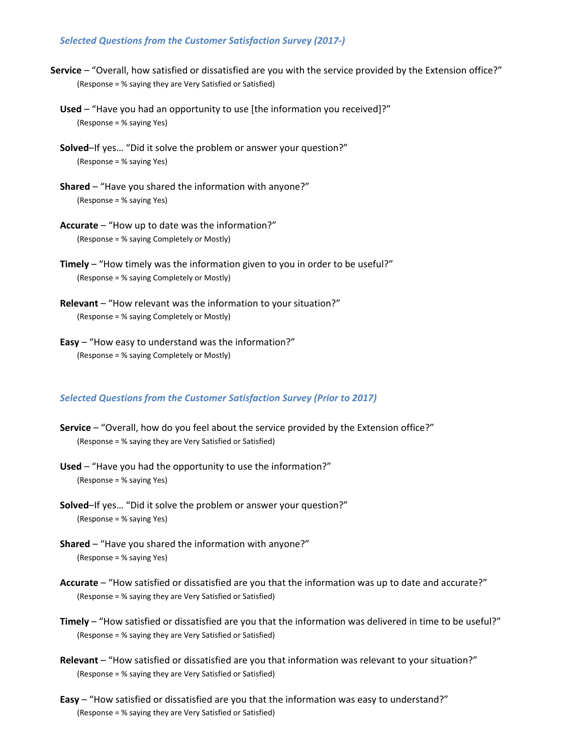### *Selected Questions from the Customer Satisfaction Survey (2017-)*

**Service** – "Overall, how satisfied or dissatisfied are you with the service provided by the Extension office?"
(Response = % saying they are Very Satisfied or Satisfied)

**Used** – "Have you had an opportunity to use [the information you received]?"
(Response = % saying Yes)

**Solved**–If yes… "Did it solve the problem or answer your question?"
(Response = % saying Yes)

**Shared** – "Have you shared the information with anyone?"
(Response = % saying Yes)

**Accurate** – "How up to date was the information?"
(Response = % saying Completely or Mostly)

**Timely** – "How timely was the information given to you in order to be useful?"
(Response = % saying Completely or Mostly)

**Relevant** – "How relevant was the information to your situation?"
(Response = % saying Completely or Mostly)

**Easy** – "How easy to understand was the information?"
(Response = % saying Completely or Mostly)

### *Selected Questions from the Customer Satisfaction Survey (Prior to 2017)*

**Service** – "Overall, how do you feel about the service provided by the Extension office?"
(Response = % saying they are Very Satisfied or Satisfied)

**Used** – "Have you had the opportunity to use the information?"
(Response = % saying Yes)

**Solved**–If yes… "Did it solve the problem or answer your question?"
(Response = % saying Yes)

**Shared** – "Have you shared the information with anyone?"
(Response = % saying Yes)

**Accurate** – "How satisfied or dissatisfied are you that the information was up to date and accurate?"
(Response = % saying they are Very Satisfied or Satisfied)

**Timely** – "How satisfied or dissatisfied are you that the information was delivered in time to be useful?"
(Response = % saying they are Very Satisfied or Satisfied)

**Relevant** – "How satisfied or dissatisfied are you that information was relevant to your situation?"
(Response = % saying they are Very Satisfied or Satisfied)

**Easy** – "How satisfied or dissatisfied are you that the information was easy to understand?"
(Response = % saying they are Very Satisfied or Satisfied)